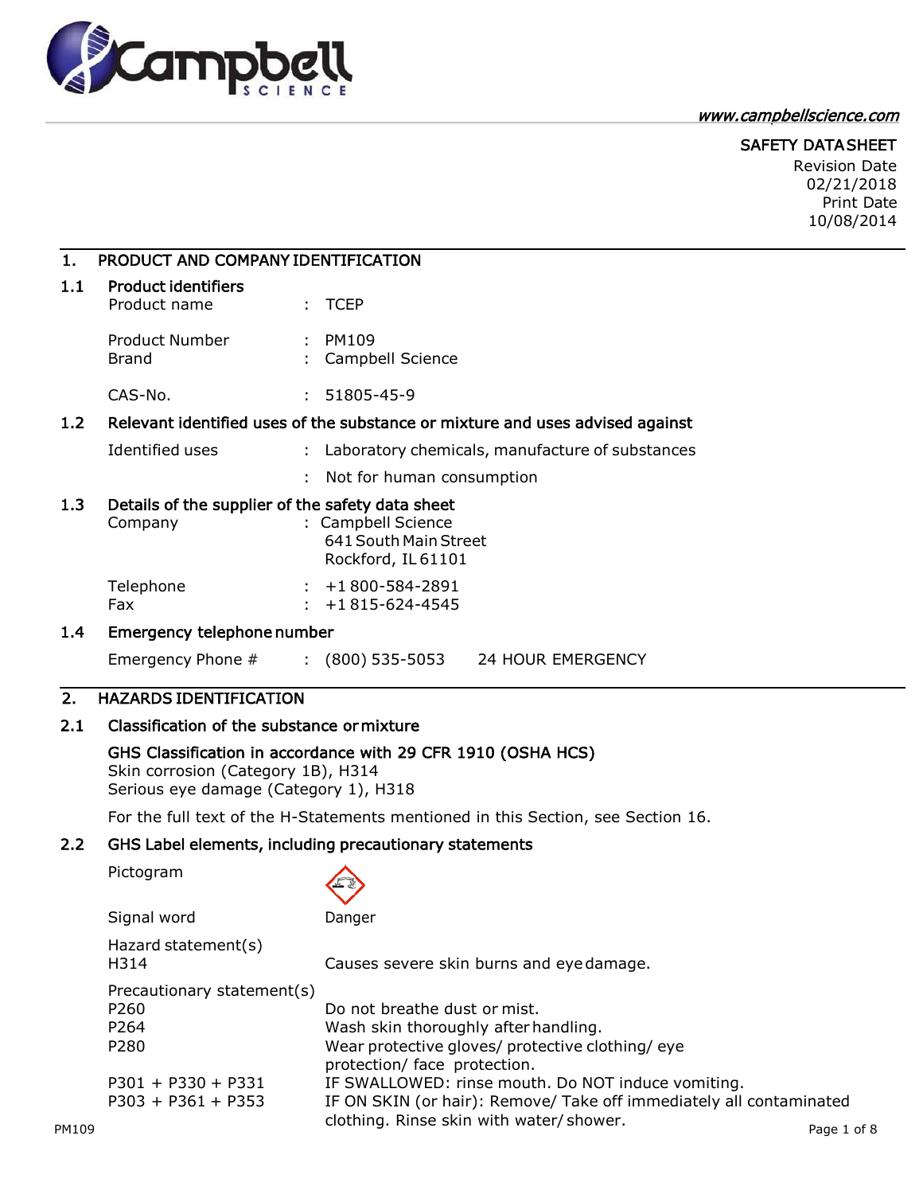www.campbellscience.com

**SAFETY DATA SHEET**

Revision Date
02/21/2018
Print Date
10/08/2014

## 1. PRODUCT AND COMPANY IDENTIFICATION

### 1.1 Product identifiers

| | | |
|---|---|---|
| Product name | : | TCEP |
| Product Number | : | PM109 |
| Brand | : | Campbell Science |
| CAS-No. | : | 51805-45-9 |

### 1.2 Relevant identified uses of the substance or mixture and uses advised against

| | | |
|---|---|---|
| Identified uses | : | Laboratory chemicals, manufacture of substances |
| | : | Not for human consumption |

### 1.3 Details of the supplier of the safety data sheet

| | | |
|---|---|---|
| Company | : | Campbell Science<br>641 South Main Street<br>Rockford, IL 61101 |
| Telephone | : | +1 800-584-2891 |
| Fax | : | +1 815-624-4545 |

### 1.4 Emergency telephone number

Emergency Phone # : (800) 535-5053 24 HOUR EMERGENCY

## 2. HAZARDS IDENTIFICATION

### 2.1 Classification of the substance or mixture

**GHS Classification in accordance with 29 CFR 1910 (OSHA HCS)**
Skin corrosion (Category 1B), H314
Serious eye damage (Category 1), H318

For the full text of the H-Statements mentioned in this Section, see Section 16.

### 2.2 GHS Label elements, including precautionary statements

Pictogram

Signal word: Danger

Hazard statement(s)

| | |
|---|---|
| H314 | Causes severe skin burns and eye damage. |

Precautionary statement(s)

| | |
|---|---|
| P260 | Do not breathe dust or mist. |
| P264 | Wash skin thoroughly after handling. |
| P280 | Wear protective gloves/ protective clothing/ eye protection/ face protection. |
| P301 + P330 + P331 | IF SWALLOWED: rinse mouth. Do NOT induce vomiting. |
| P303 + P361 + P353 | IF ON SKIN (or hair): Remove/ Take off immediately all contaminated clothing. Rinse skin with water/ shower. |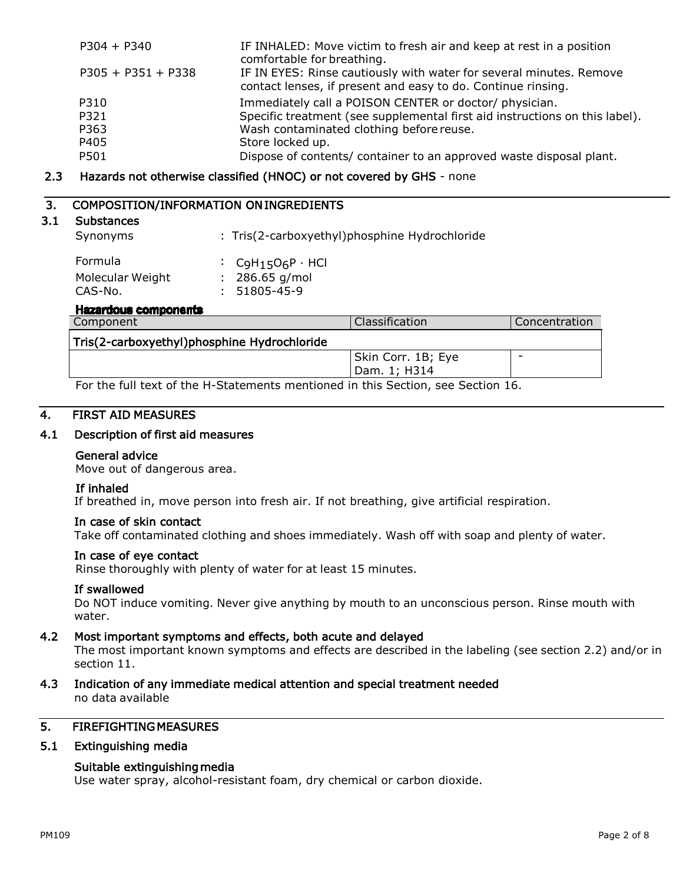| | |
|---|---|
| P304 + P340 | IF INHALED: Move victim to fresh air and keep at rest in a position comfortable for breathing. |
| P305 + P351 + P338 | IF IN EYES: Rinse cautiously with water for several minutes. Remove contact lenses, if present and easy to do. Continue rinsing. |
| P310 | Immediately call a POISON CENTER or doctor/ physician. |
| P321 | Specific treatment (see supplemental first aid instructions on this label). |
| P363 | Wash contaminated clothing before reuse. |
| P405 | Store locked up. |
| P501 | Dispose of contents/ container to an approved waste disposal plant. |

### 2.3 Hazards not otherwise classified (HNOC) or not covered by GHS - none

## 3. COMPOSITION/INFORMATION ON INGREDIENTS

### 3.1 Substances

Synonyms : Tris(2-carboxyethyl)phosphine Hydrochloride

Formula : $C_9H_{15}O_6P \cdot HCl$

Molecular Weight : 286.65 g/mol

CAS-No. : 51805-45-9

**Hazardous components**

| Component | Classification | Concentration |
|---|---|---|
| **Tris(2-carboxyethyl)phosphine Hydrochloride** | | |
| | Skin Corr. 1B; Eye Dam. 1; H314 | - |

For the full text of the H-Statements mentioned in this Section, see Section 16.

## 4. FIRST AID MEASURES

### 4.1 Description of first aid measures

**General advice**

Move out of dangerous area.

**If inhaled**

If breathed in, move person into fresh air. If not breathing, give artificial respiration.

**In case of skin contact**

Take off contaminated clothing and shoes immediately. Wash off with soap and plenty of water.

**In case of eye contact**

Rinse thoroughly with plenty of water for at least 15 minutes.

**If swallowed**

Do NOT induce vomiting. Never give anything by mouth to an unconscious person. Rinse mouth with water.

### 4.2 Most important symptoms and effects, both acute and delayed

The most important known symptoms and effects are described in the labeling (see section 2.2) and/or in section 11.

### 4.3 Indication of any immediate medical attention and special treatment needed

no data available

## 5. FIREFIGHTING MEASURES

### 5.1 Extinguishing media

**Suitable extinguishing media**

Use water spray, alcohol-resistant foam, dry chemical or carbon dioxide.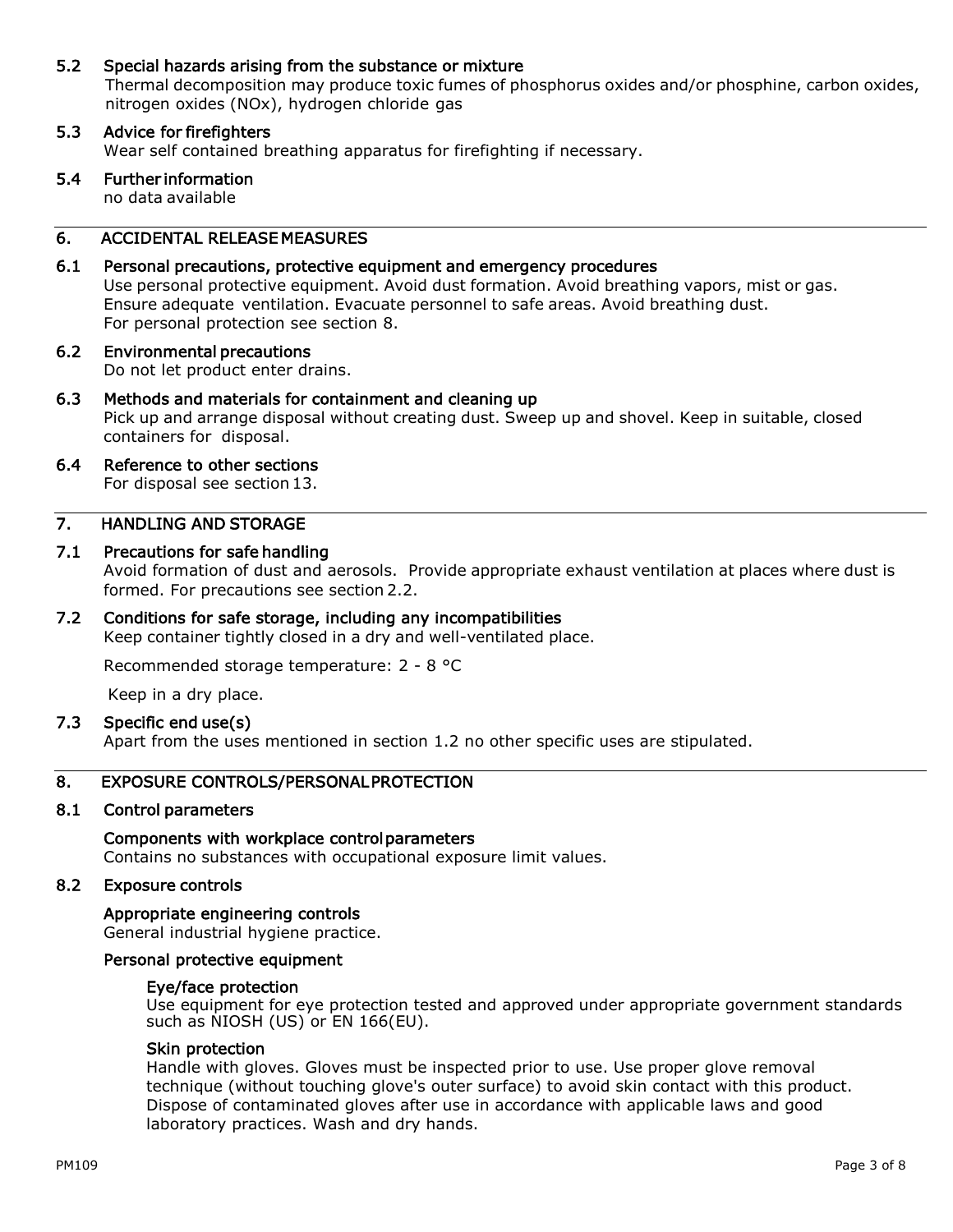### 5.2 Special hazards arising from the substance or mixture

Thermal decomposition may produce toxic fumes of phosphorus oxides and/or phosphine, carbon oxides, nitrogen oxides (NOx), hydrogen chloride gas

### 5.3 Advice for firefighters

Wear self contained breathing apparatus for firefighting if necessary.

### 5.4 Further information

no data available

## 6. ACCIDENTAL RELEASE MEASURES

### 6.1 Personal precautions, protective equipment and emergency procedures

Use personal protective equipment. Avoid dust formation. Avoid breathing vapors, mist or gas. Ensure adequate ventilation. Evacuate personnel to safe areas. Avoid breathing dust. For personal protection see section 8.

### 6.2 Environmental precautions

Do not let product enter drains.

### 6.3 Methods and materials for containment and cleaning up

Pick up and arrange disposal without creating dust. Sweep up and shovel. Keep in suitable, closed containers for disposal.

### 6.4 Reference to other sections

For disposal see section 13.

## 7. HANDLING AND STORAGE

### 7.1 Precautions for safe handling

Avoid formation of dust and aerosols. Provide appropriate exhaust ventilation at places where dust is formed. For precautions see section 2.2.

### 7.2 Conditions for safe storage, including any incompatibilities

Keep container tightly closed in a dry and well-ventilated place.

Recommended storage temperature: 2 - 8 °C

Keep in a dry place.

### 7.3 Specific end use(s)

Apart from the uses mentioned in section 1.2 no other specific uses are stipulated.

## 8. EXPOSURE CONTROLS/PERSONAL PROTECTION

### 8.1 Control parameters

**Components with workplace control parameters**

Contains no substances with occupational exposure limit values.

### 8.2 Exposure controls

**Appropriate engineering controls**

General industrial hygiene practice.

**Personal protective equipment**

**Eye/face protection**

Use equipment for eye protection tested and approved under appropriate government standards such as NIOSH (US) or EN 166(EU).

**Skin protection**

Handle with gloves. Gloves must be inspected prior to use. Use proper glove removal technique (without touching glove's outer surface) to avoid skin contact with this product. Dispose of contaminated gloves after use in accordance with applicable laws and good laboratory practices. Wash and dry hands.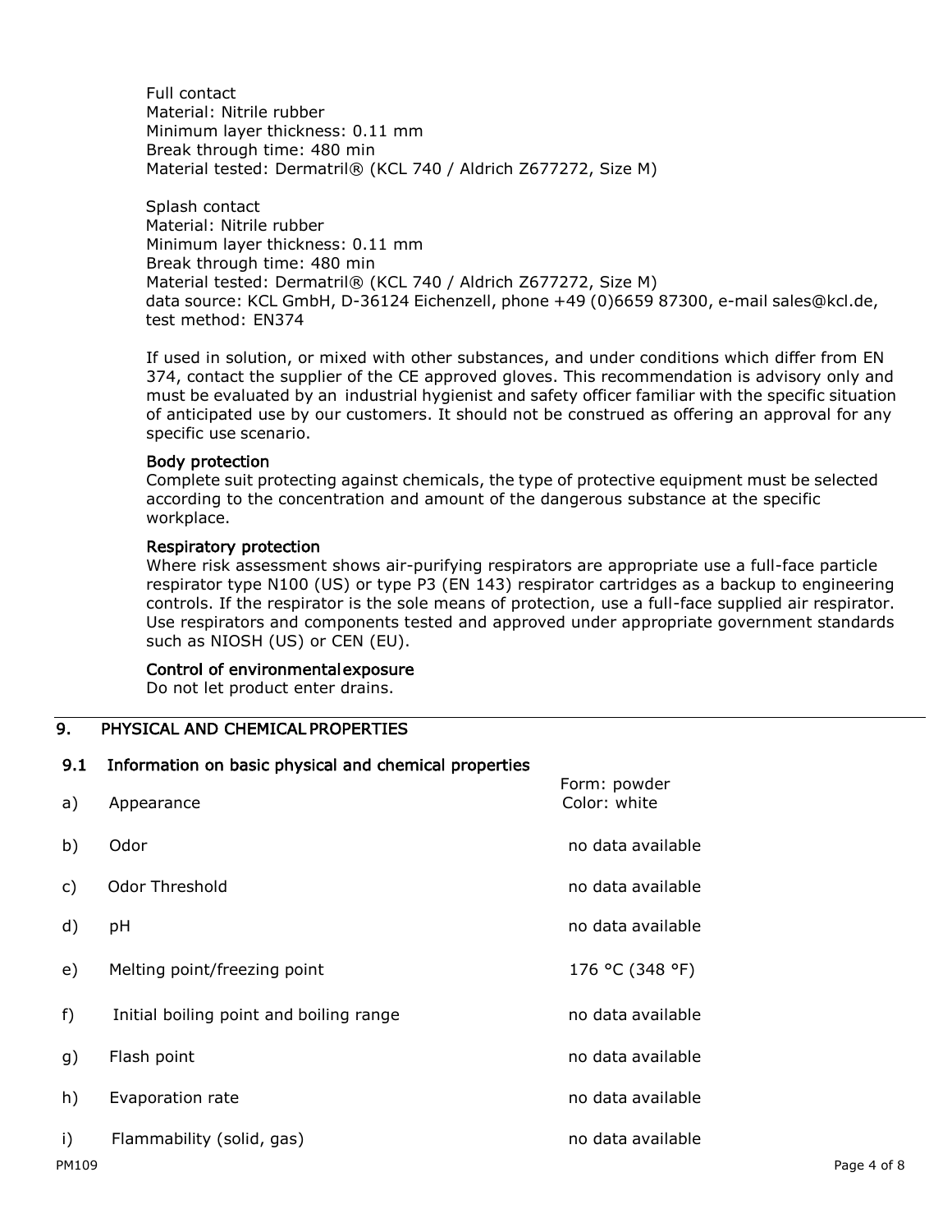Full contact
Material: Nitrile rubber
Minimum layer thickness: 0.11 mm
Break through time: 480 min
Material tested: Dermatril® (KCL 740 / Aldrich Z677272, Size M)

Splash contact
Material: Nitrile rubber
Minimum layer thickness: 0.11 mm
Break through time: 480 min
Material tested: Dermatril® (KCL 740 / Aldrich Z677272, Size M)
data source: KCL GmbH, D-36124 Eichenzell, phone +49 (0)6659 87300, e-mail sales@kcl.de, test method: EN374

If used in solution, or mixed with other substances, and under conditions which differ from EN 374, contact the supplier of the CE approved gloves. This recommendation is advisory only and must be evaluated by an industrial hygienist and safety officer familiar with the specific situation of anticipated use by our customers. It should not be construed as offering an approval for any specific use scenario.

**Body protection**
Complete suit protecting against chemicals, the type of protective equipment must be selected according to the concentration and amount of the dangerous substance at the specific workplace.

**Respiratory protection**
Where risk assessment shows air-purifying respirators are appropriate use a full-face particle respirator type N100 (US) or type P3 (EN 143) respirator cartridges as a backup to engineering controls. If the respirator is the sole means of protection, use a full-face supplied air respirator. Use respirators and components tested and approved under appropriate government standards such as NIOSH (US) or CEN (EU).

**Control of environmental exposure**
Do not let product enter drains.

## 9. PHYSICAL AND CHEMICAL PROPERTIES

### 9.1 Information on basic physical and chemical properties

| | | |
|---|---|---|
| a) | Appearance | Form: powder<br>Color: white |
| b) | Odor | no data available |
| c) | Odor Threshold | no data available |
| d) | pH | no data available |
| e) | Melting point/freezing point | 176 °C (348 °F) |
| f) | Initial boiling point and boiling range | no data available |
| g) | Flash point | no data available |
| h) | Evaporation rate | no data available |
| i) | Flammability (solid, gas) | no data available |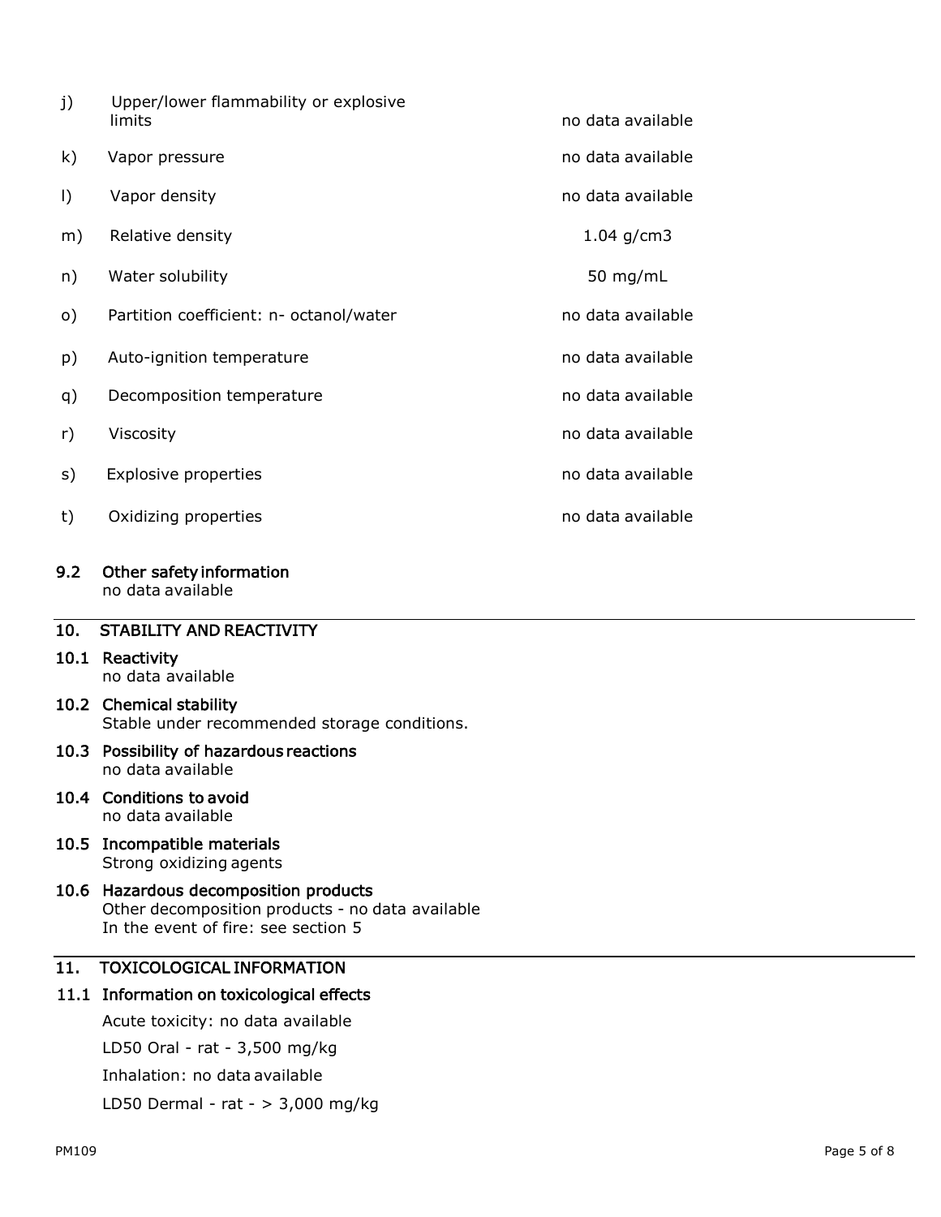| | | |
|---|---|---|
| j) | Upper/lower flammability or explosive limits | no data available |
| k) | Vapor pressure | no data available |
| l) | Vapor density | no data available |
| m) | Relative density | 1.04 g/cm3 |
| n) | Water solubility | 50 mg/mL |
| o) | Partition coefficient: n- octanol/water | no data available |
| p) | Auto-ignition temperature | no data available |
| q) | Decomposition temperature | no data available |
| r) | Viscosity | no data available |
| s) | Explosive properties | no data available |
| t) | Oxidizing properties | no data available |

### 9.2 Other safety information

no data available

## 10. STABILITY AND REACTIVITY

### 10.1 Reactivity

no data available

### 10.2 Chemical stability

Stable under recommended storage conditions.

### 10.3 Possibility of hazardous reactions

no data available

### 10.4 Conditions to avoid

no data available

### 10.5 Incompatible materials

Strong oxidizing agents

### 10.6 Hazardous decomposition products

Other decomposition products - no data available
In the event of fire: see section 5

## 11. TOXICOLOGICAL INFORMATION

### 11.1 Information on toxicological effects

Acute toxicity: no data available

LD50 Oral - rat - 3,500 mg/kg

Inhalation: no data available

LD50 Dermal - rat - > 3,000 mg/kg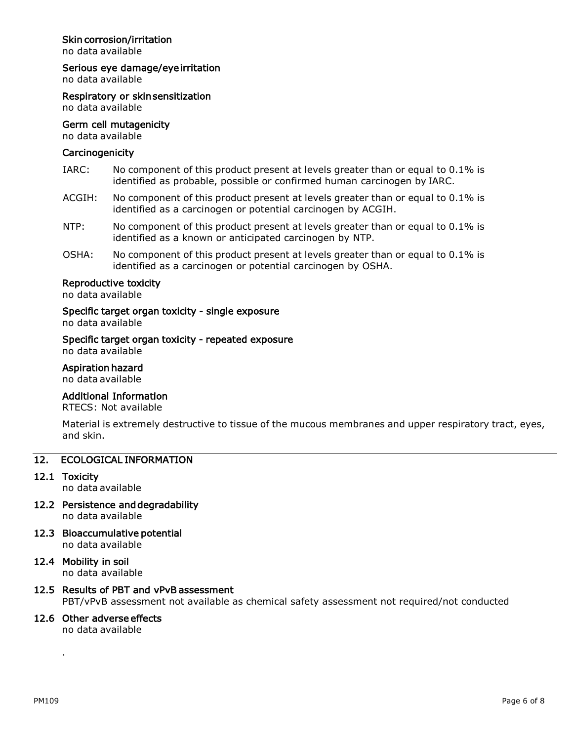### Skin corrosion/irritation

no data available

### Serious eye damage/eye irritation

no data available

### Respiratory or skin sensitization

no data available

### Germ cell mutagenicity

no data available

### Carcinogenicity

IARC: No component of this product present at levels greater than or equal to 0.1% is identified as probable, possible or confirmed human carcinogen by IARC.

ACGIH: No component of this product present at levels greater than or equal to 0.1% is identified as a carcinogen or potential carcinogen by ACGIH.

NTP: No component of this product present at levels greater than or equal to 0.1% is identified as a known or anticipated carcinogen by NTP.

OSHA: No component of this product present at levels greater than or equal to 0.1% is identified as a carcinogen or potential carcinogen by OSHA.

### Reproductive toxicity

no data available

### Specific target organ toxicity - single exposure

no data available

### Specific target organ toxicity - repeated exposure

no data available

### Aspiration hazard

no data available

### Additional Information

RTECS: Not available

Material is extremely destructive to tissue of the mucous membranes and upper respiratory tract, eyes, and skin.

## 12. ECOLOGICAL INFORMATION

### 12.1 Toxicity

no data available

### 12.2 Persistence and degradability

no data available

### 12.3 Bioaccumulative potential

no data available

### 12.4 Mobility in soil

no data available

### 12.5 Results of PBT and vPvB assessment

PBT/vPvB assessment not available as chemical safety assessment not required/not conducted

### 12.6 Other adverse effects

no data available

.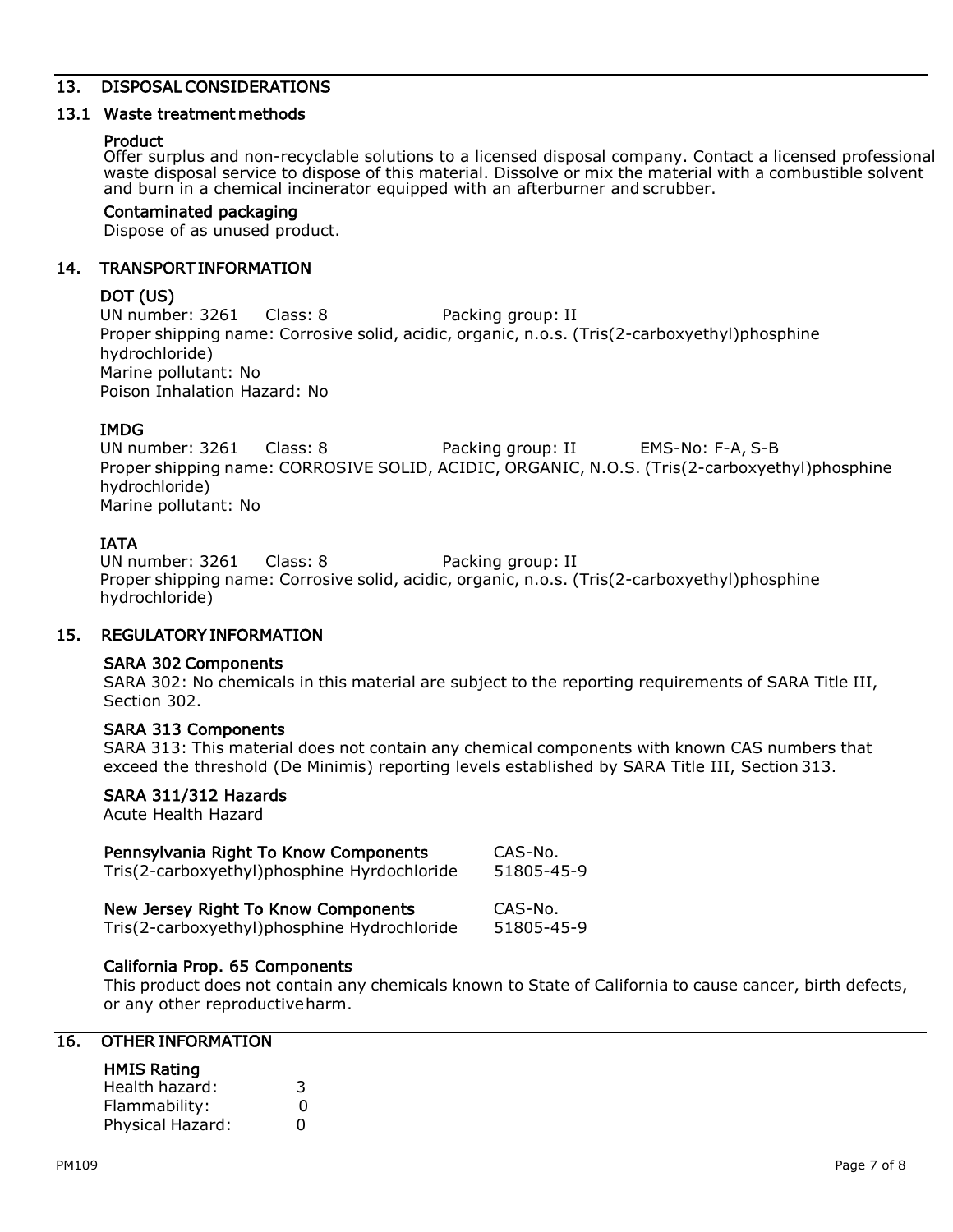## 13. DISPOSAL CONSIDERATIONS

### 13.1 Waste treatment methods

**Product**

Offer surplus and non-recyclable solutions to a licensed disposal company. Contact a licensed professional waste disposal service to dispose of this material. Dissolve or mix the material with a combustible solvent and burn in a chemical incinerator equipped with an afterburner and scrubber.

**Contaminated packaging**

Dispose of as unused product.

## 14. TRANSPORT INFORMATION

**DOT (US)**

UN number: 3261 Class: 8 Packing group: II
Proper shipping name: Corrosive solid, acidic, organic, n.o.s. (Tris(2-carboxyethyl)phosphine hydrochloride)
Marine pollutant: No
Poison Inhalation Hazard: No

**IMDG**

UN number: 3261 Class: 8 Packing group: II EMS-No: F-A, S-B
Proper shipping name: CORROSIVE SOLID, ACIDIC, ORGANIC, N.O.S. (Tris(2-carboxyethyl)phosphine hydrochloride)
Marine pollutant: No

**IATA**

UN number: 3261 Class: 8 Packing group: II
Proper shipping name: Corrosive solid, acidic, organic, n.o.s. (Tris(2-carboxyethyl)phosphine hydrochloride)

## 15. REGULATORY INFORMATION

**SARA 302 Components**

SARA 302: No chemicals in this material are subject to the reporting requirements of SARA Title III, Section 302.

**SARA 313 Components**

SARA 313: This material does not contain any chemical components with known CAS numbers that exceed the threshold (De Minimis) reporting levels established by SARA Title III, Section 313.

**SARA 311/312 Hazards**

Acute Health Hazard

| **Pennsylvania Right To Know Components** | CAS-No. |
|---|---|
| Tris(2-carboxyethyl)phosphine Hyrdochloride | 51805-45-9 |

| **New Jersey Right To Know Components** | CAS-No. |
|---|---|
| Tris(2-carboxyethyl)phosphine Hydrochloride | 51805-45-9 |

**California Prop. 65 Components**

This product does not contain any chemicals known to State of California to cause cancer, birth defects, or any other reproductive harm.

## 16. OTHER INFORMATION

**HMIS Rating**

| | |
|---|---|
| Health hazard: | 3 |
| Flammability: | 0 |
| Physical Hazard: | 0 |

PM109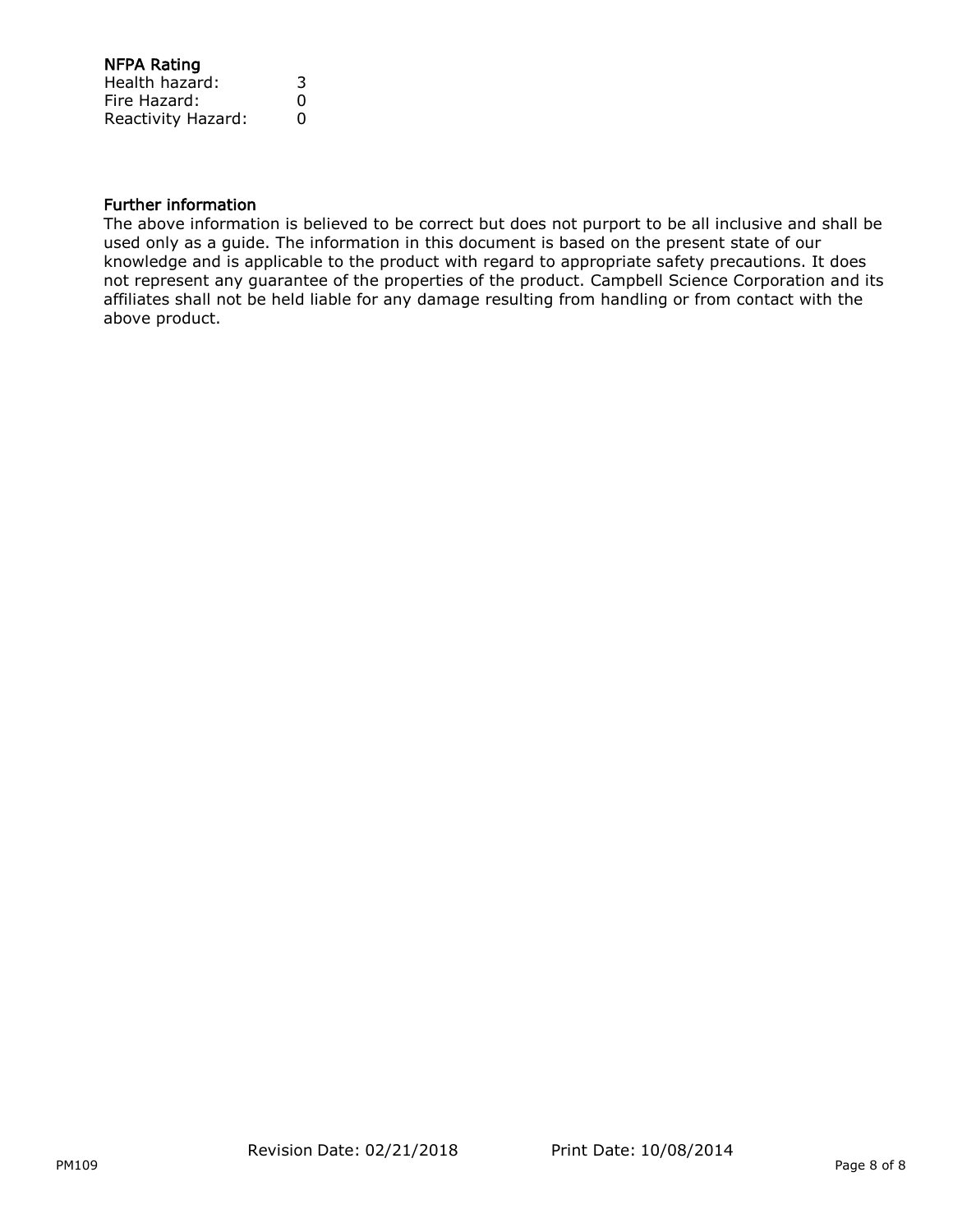### NFPA Rating

| | |
|---|---|
| Health hazard: | 3 |
| Fire Hazard: | 0 |
| Reactivity Hazard: | 0 |

### Further information

The above information is believed to be correct but does not purport to be all inclusive and shall be used only as a guide. The information in this document is based on the present state of our knowledge and is applicable to the product with regard to appropriate safety precautions. It does not represent any guarantee of the properties of the product. Campbell Science Corporation and its affiliates shall not be held liable for any damage resulting from handling or from contact with the above product.